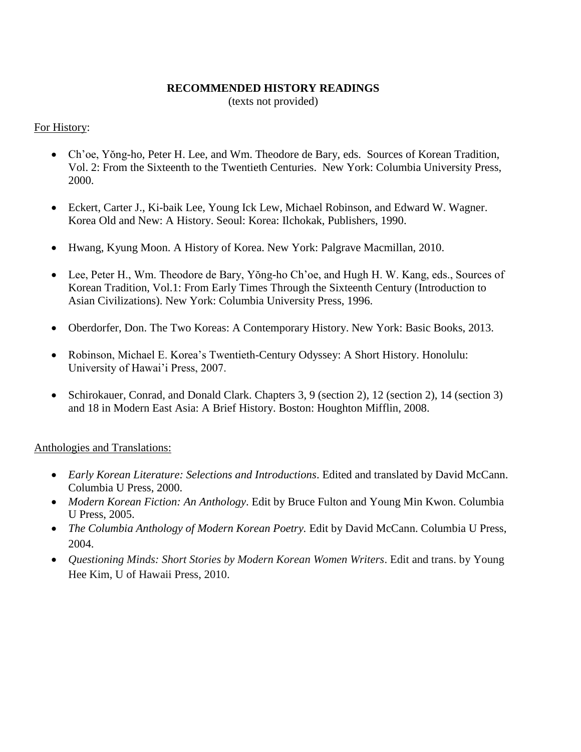# RECOMMENDED HISTORY READINGS

(texts not provided)

For History:

- Ch'oe, Yŏng-ho, Peter H. Lee, and Wm. Theodore de Bary, eds. Sources of Korean Tradition, Vol. 2: From the Sixteenth to the Twentieth Centuries. New York: Columbia University Press, 2000.

- Eckert, Carter J., Ki-baik Lee, Young Ick Lew, Michael Robinson, and Edward W. Wagner. Korea Old and New: A History. Seoul: Korea: Ilchokak, Publishers, 1990.

- Hwang, Kyung Moon. A History of Korea. New York: Palgrave Macmillan, 2010.

- Lee, Peter H., Wm. Theodore de Bary, Yŏng-ho Ch'oe, and Hugh H. W. Kang, eds., Sources of Korean Tradition, Vol.1: From Early Times Through the Sixteenth Century (Introduction to Asian Civilizations). New York: Columbia University Press, 1996.

- Oberdorfer, Don. The Two Koreas: A Contemporary History. New York: Basic Books, 2013.

- Robinson, Michael E. Korea's Twentieth-Century Odyssey: A Short History. Honolulu: University of Hawai'i Press, 2007.

- Schirokauer, Conrad, and Donald Clark. Chapters 3, 9 (section 2), 12 (section 2), 14 (section 3) and 18 in Modern East Asia: A Brief History. Boston: Houghton Mifflin, 2008.

Anthologies and Translations:

- *Early Korean Literature: Selections and Introductions*. Edited and translated by David McCann. Columbia U Press, 2000.
- *Modern Korean Fiction: An Anthology*. Edit by Bruce Fulton and Young Min Kwon. Columbia U Press, 2005.
- *The Columbia Anthology of Modern Korean Poetry.* Edit by David McCann. Columbia U Press, 2004.
- *Questioning Minds: Short Stories by Modern Korean Women Writers*. Edit and trans. by Young Hee Kim, U of Hawaii Press, 2010.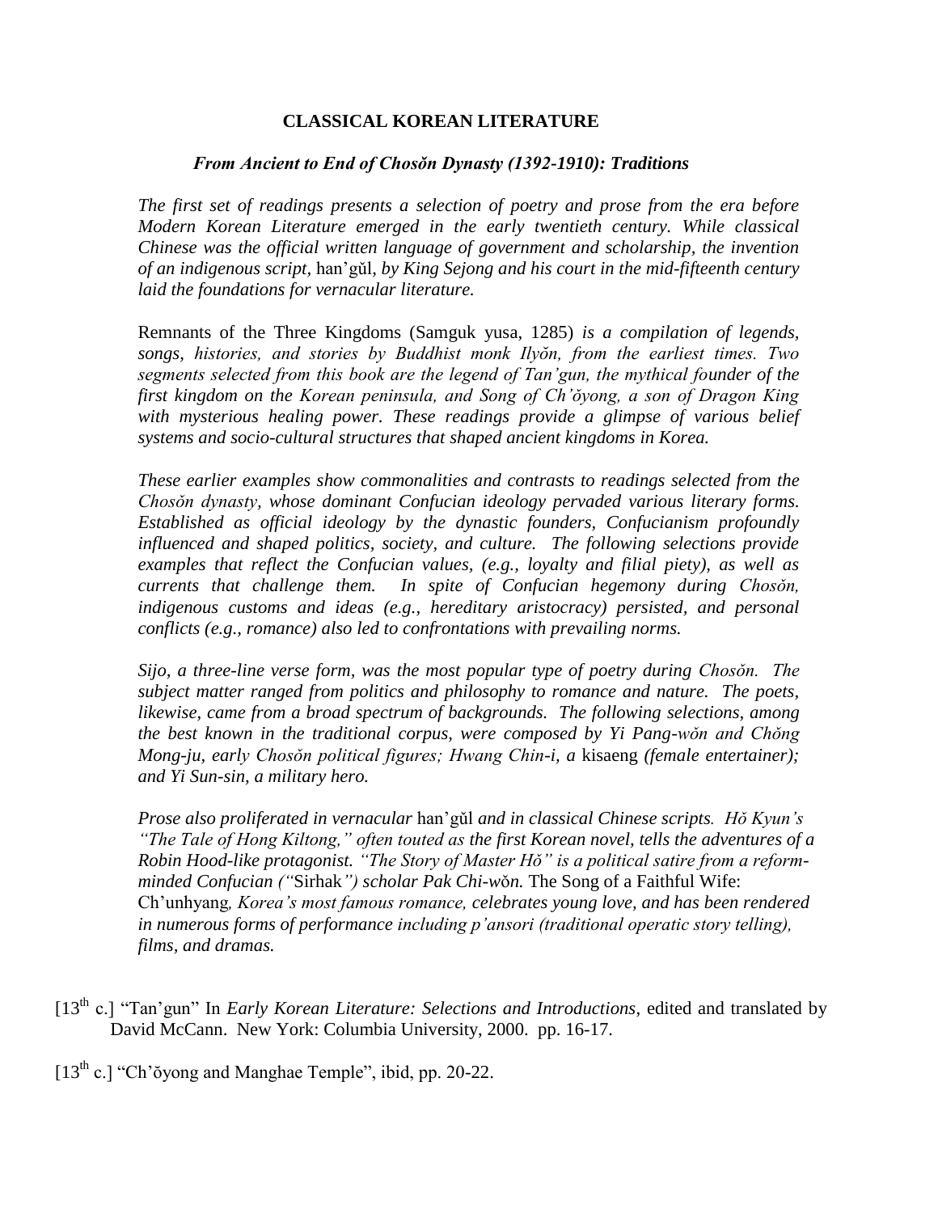**CLASSICAL KOREAN LITERATURE**

***From Ancient to End of Chosŏn Dynasty (1392-1910): Traditions***

*The first set of readings presents a selection of poetry and prose from the era before Modern Korean Literature emerged in the early twentieth century. While classical Chinese was the official written language of government and scholarship, the invention of an indigenous script,* han'gŭl, *by King Sejong and his court in the mid-fifteenth century laid the foundations for vernacular literature.*

Remnants of the Three Kingdoms (Samguk yusa, 1285) *is a compilation of legends, songs, histories, and stories by Buddhist monk Ilyŏn, from the earliest times. Two segments selected from this book are the legend of Tan'gun, the mythical founder of the first kingdom on the Korean peninsula, and Song of Ch'ŏyong, a son of Dragon King with mysterious healing power. These readings provide a glimpse of various belief systems and socio-cultural structures that shaped ancient kingdoms in Korea.*

*These earlier examples show commonalities and contrasts to readings selected from the Chosŏn dynasty, whose dominant Confucian ideology pervaded various literary forms. Established as official ideology by the dynastic founders, Confucianism profoundly influenced and shaped politics, society, and culture. The following selections provide examples that reflect the Confucian values, (e.g., loyalty and filial piety), as well as currents that challenge them. In spite of Confucian hegemony during Chosŏn, indigenous customs and ideas (e.g., hereditary aristocracy) persisted, and personal conflicts (e.g., romance) also led to confrontations with prevailing norms.*

*Sijo, a three-line verse form, was the most popular type of poetry during Chosŏn. The subject matter ranged from politics and philosophy to romance and nature. The poets, likewise, came from a broad spectrum of backgrounds. The following selections, among the best known in the traditional corpus, were composed by Yi Pang-wŏn and Chŏng Mong-ju, early Chosŏn political figures; Hwang Chin-i, a* kisaeng *(female entertainer); and Yi Sun-sin, a military hero.*

*Prose also proliferated in vernacular* han'gŭl *and in classical Chinese scripts. Hŏ Kyun's "The Tale of Hong Kiltong," often touted as the first Korean novel, tells the adventures of a Robin Hood-like protagonist. "The Story of Master Hŏ" is a political satire from a reform-minded Confucian ("*Sirhak*") scholar Pak Chi-wŏn.* The Song of a Faithful Wife: Ch'unhyang*, Korea's most famous romance, celebrates young love, and has been rendered in numerous forms of performance including p'ansori (traditional operatic story telling), films, and dramas.*

[13th c.] "Tan'gun" In *Early Korean Literature: Selections and Introductions*, edited and translated by David McCann. New York: Columbia University, 2000. pp. 16-17.

[13th c.] "Ch'ŏyong and Manghae Temple", ibid, pp. 20-22.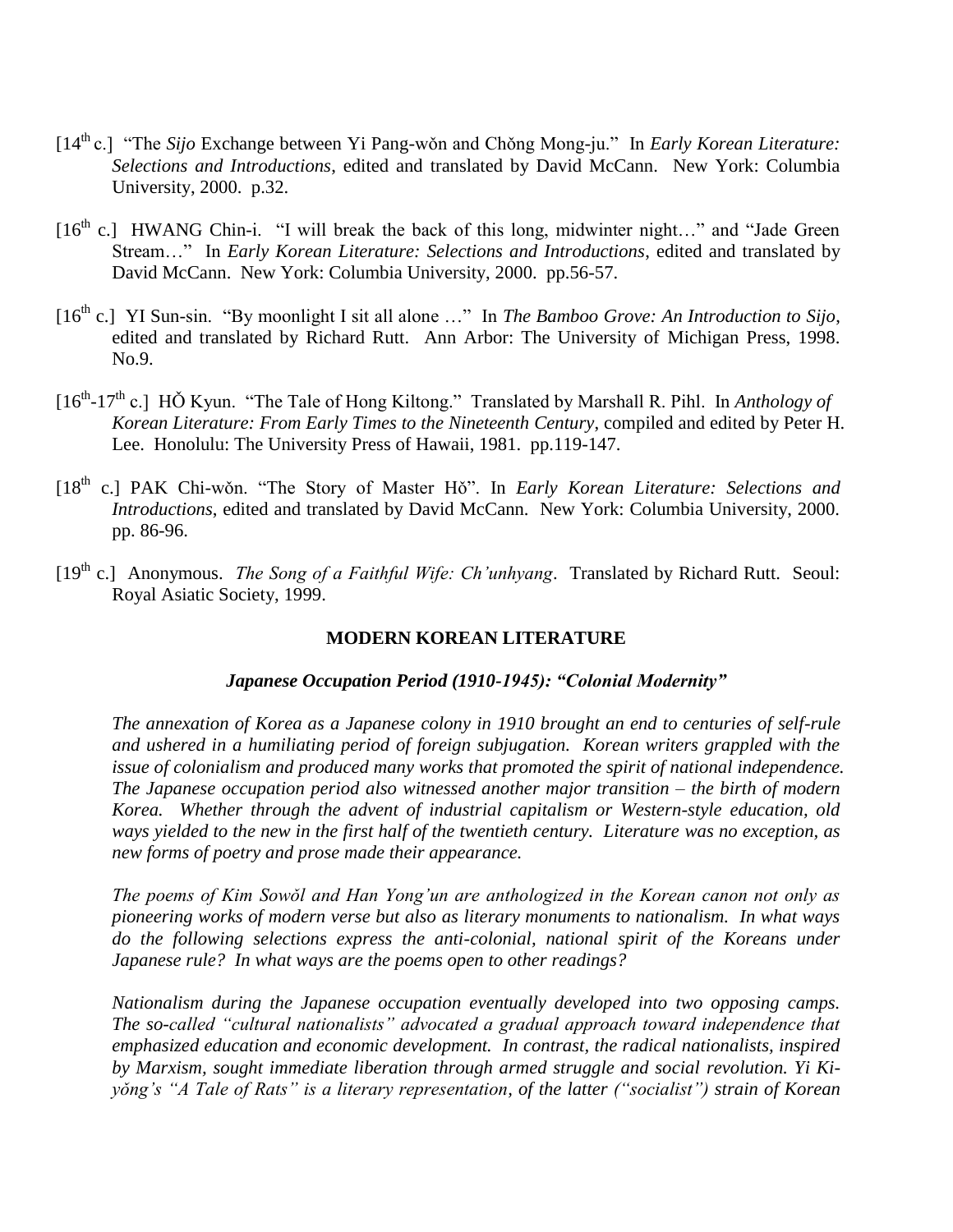[14th c.] "The *Sijo* Exchange between Yi Pang-wŏn and Chŏng Mong-ju." In *Early Korean Literature: Selections and Introductions*, edited and translated by David McCann. New York: Columbia University, 2000. p.32.

[16th c.] HWANG Chin-i. "I will break the back of this long, midwinter night…" and "Jade Green Stream…" In *Early Korean Literature: Selections and Introductions*, edited and translated by David McCann. New York: Columbia University, 2000. pp.56-57.

[16th c.] YI Sun-sin. "By moonlight I sit all alone …" In *The Bamboo Grove: An Introduction to Sijo*, edited and translated by Richard Rutt. Ann Arbor: The University of Michigan Press, 1998. No.9.

[16th-17th c.] HŎ Kyun. "The Tale of Hong Kiltong." Translated by Marshall R. Pihl. In *Anthology of Korean Literature: From Early Times to the Nineteenth Century*, compiled and edited by Peter H. Lee. Honolulu: The University Press of Hawaii, 1981. pp.119-147.

[18th c.] PAK Chi-wŏn. "The Story of Master Hŏ". In *Early Korean Literature: Selections and Introductions*, edited and translated by David McCann. New York: Columbia University, 2000. pp. 86-96.

[19th c.] Anonymous. *The Song of a Faithful Wife: Ch'unhyang*. Translated by Richard Rutt. Seoul: Royal Asiatic Society, 1999.

## MODERN KOREAN LITERATURE

### *Japanese Occupation Period (1910-1945): "Colonial Modernity"*

*The annexation of Korea as a Japanese colony in 1910 brought an end to centuries of self-rule and ushered in a humiliating period of foreign subjugation. Korean writers grappled with the issue of colonialism and produced many works that promoted the spirit of national independence. The Japanese occupation period also witnessed another major transition – the birth of modern Korea. Whether through the advent of industrial capitalism or Western-style education, old ways yielded to the new in the first half of the twentieth century. Literature was no exception, as new forms of poetry and prose made their appearance.*

*The poems of Kim Sowŏl and Han Yong'un are anthologized in the Korean canon not only as pioneering works of modern verse but also as literary monuments to nationalism. In what ways do the following selections express the anti-colonial, national spirit of the Koreans under Japanese rule? In what ways are the poems open to other readings?*

*Nationalism during the Japanese occupation eventually developed into two opposing camps. The so-called "cultural nationalists" advocated a gradual approach toward independence that emphasized education and economic development. In contrast, the radical nationalists, inspired by Marxism, sought immediate liberation through armed struggle and social revolution. Yi Ki-yŏng's "A Tale of Rats" is a literary representation, of the latter ("socialist") strain of Korean*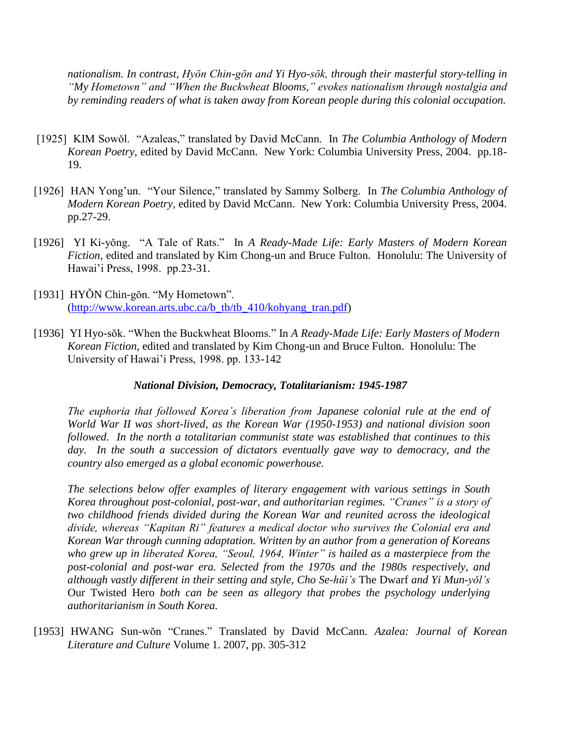*nationalism. In contrast, Hyŏn Chin-gŏn and Yi Hyo-sŏk, through their masterful story-telling in "My Hometown" and "When the Buckwheat Blooms," evokes nationalism through nostalgia and by reminding readers of what is taken away from Korean people during this colonial occupation.*

[1925] KIM Sowŏl. "Azaleas," translated by David McCann. In *The Columbia Anthology of Modern Korean Poetry*, edited by David McCann. New York: Columbia University Press, 2004. pp.18-19.

[1926] HAN Yong'un. "Your Silence," translated by Sammy Solberg. In *The Columbia Anthology of Modern Korean Poetry*, edited by David McCann. New York: Columbia University Press, 2004. pp.27-29.

[1926] YI Ki-yŏng. "A Tale of Rats." In *A Ready-Made Life: Early Masters of Modern Korean Fiction*, edited and translated by Kim Chong-un and Bruce Fulton. Honolulu: The University of Hawai'i Press, 1998. pp.23-31.

[1931] HYŎN Chin-gŏn. "My Hometown". (http://www.korean.arts.ubc.ca/b_tb/tb_410/kohyang_tran.pdf)

[1936] YI Hyo-sŏk. "When the Buckwheat Blooms." In *A Ready-Made Life: Early Masters of Modern Korean Fiction*, edited and translated by Kim Chong-un and Bruce Fulton. Honolulu: The University of Hawai'i Press, 1998. pp. 133-142

### *National Division, Democracy, Totalitarianism: 1945-1987*

*The euphoria that followed Korea's liberation from Japanese colonial rule at the end of World War II was short-lived, as the Korean War (1950-1953) and national division soon followed. In the north a totalitarian communist state was established that continues to this day. In the south a succession of dictators eventually gave way to democracy, and the country also emerged as a global economic powerhouse.*

*The selections below offer examples of literary engagement with various settings in South Korea throughout post-colonial, post-war, and authoritarian regimes. "Cranes" is a story of two childhood friends divided during the Korean War and reunited across the ideological divide, whereas "Kapitan Ri" features a medical doctor who survives the Colonial era and Korean War through cunning adaptation. Written by an author from a generation of Koreans who grew up in liberated Korea, "Seoul, 1964, Winter" is hailed as a masterpiece from the post-colonial and post-war era. Selected from the 1970s and the 1980s respectively, and although vastly different in their setting and style, Cho Se-hŭi's* The Dwarf *and Yi Mun-yŏl's* Our Twisted Hero *both can be seen as allegory that probes the psychology underlying authoritarianism in South Korea.*

[1953] HWANG Sun-wŏn "Cranes." Translated by David McCann. *Azalea: Journal of Korean Literature and Culture* Volume 1. 2007, pp. 305-312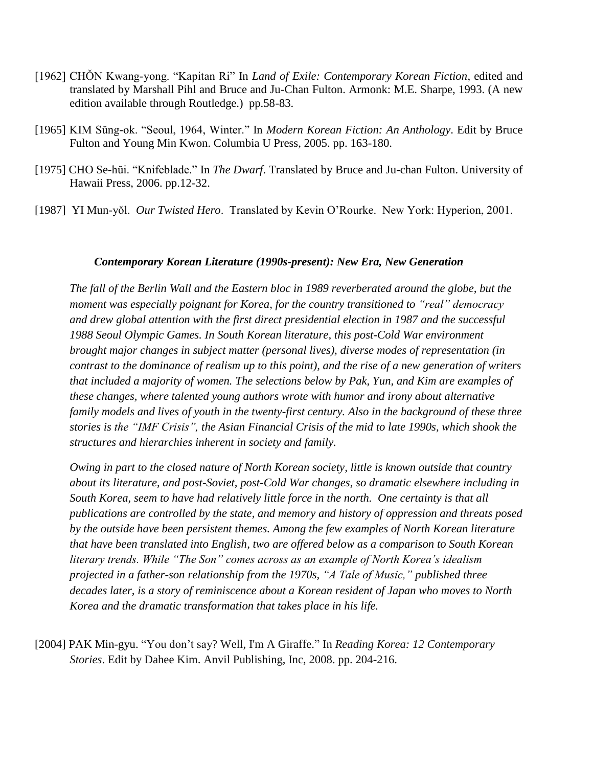[1962] CHŎN Kwang-yong. “Kapitan Ri” In *Land of Exile: Contemporary Korean Fiction*, edited and translated by Marshall Pihl and Bruce and Ju-Chan Fulton. Armonk: M.E. Sharpe, 1993. (A new edition available through Routledge.) pp.58-83.

[1965] KIM Sŭng-ok. “Seoul, 1964, Winter.” In *Modern Korean Fiction: An Anthology*. Edit by Bruce Fulton and Young Min Kwon. Columbia U Press, 2005. pp. 163-180.

[1975] CHO Se-hŭi. “Knifeblade.” In *The Dwarf*. Translated by Bruce and Ju-chan Fulton. University of Hawaii Press, 2006. pp.12-32.

[1987] YI Mun-yŏl. *Our Twisted Hero*. Translated by Kevin O’Rourke. New York: Hyperion, 2001.

### *Contemporary Korean Literature (1990s-present): New Era, New Generation*

*The fall of the Berlin Wall and the Eastern bloc in 1989 reverberated around the globe, but the moment was especially poignant for Korea, for the country transitioned to “real” democracy and drew global attention with the first direct presidential election in 1987 and the successful 1988 Seoul Olympic Games. In South Korean literature, this post-Cold War environment brought major changes in subject matter (personal lives), diverse modes of representation (in contrast to the dominance of realism up to this point), and the rise of a new generation of writers that included a majority of women. The selections below by Pak, Yun, and Kim are examples of these changes, where talented young authors wrote with humor and irony about alternative family models and lives of youth in the twenty-first century. Also in the background of these three stories is the “IMF Crisis”, the Asian Financial Crisis of the mid to late 1990s, which shook the structures and hierarchies inherent in society and family.*

*Owing in part to the closed nature of North Korean society, little is known outside that country about its literature, and post-Soviet, post-Cold War changes, so dramatic elsewhere including in South Korea, seem to have had relatively little force in the north. One certainty is that all publications are controlled by the state, and memory and history of oppression and threats posed by the outside have been persistent themes. Among the few examples of North Korean literature that have been translated into English, two are offered below as a comparison to South Korean literary trends. While “The Son” comes across as an example of North Korea’s idealism projected in a father-son relationship from the 1970s, “A Tale of Music,” published three decades later, is a story of reminiscence about a Korean resident of Japan who moves to North Korea and the dramatic transformation that takes place in his life.*

[2004] PAK Min-gyu. “You don’t say? Well, I'm A Giraffe.” In *Reading Korea: 12 Contemporary Stories*. Edit by Dahee Kim. Anvil Publishing, Inc, 2008. pp. 204-216.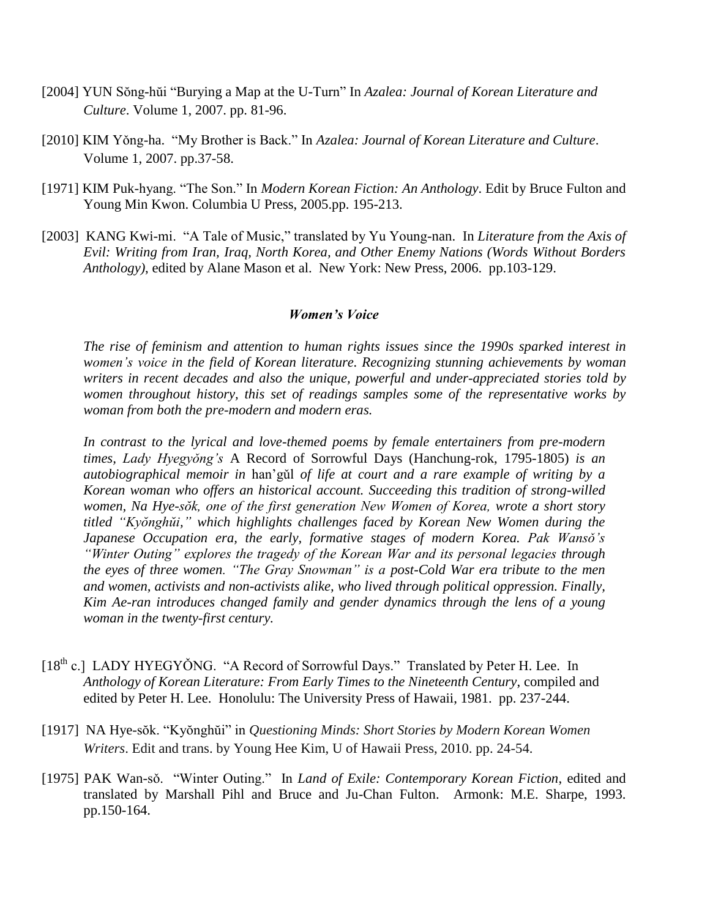[2004] YUN Sŏng-hŭi "Burying a Map at the U-Turn" In *Azalea: Journal of Korean Literature and Culture*. Volume 1, 2007. pp. 81-96.

[2010] KIM Yŏng-ha. "My Brother is Back." In *Azalea: Journal of Korean Literature and Culture*. Volume 1, 2007. pp.37-58.

[1971] KIM Puk-hyang. "The Son." In *Modern Korean Fiction: An Anthology*. Edit by Bruce Fulton and Young Min Kwon. Columbia U Press, 2005.pp. 195-213.

[2003] KANG Kwi-mi. "A Tale of Music," translated by Yu Young-nan. In *Literature from the Axis of Evil: Writing from Iran, Iraq, North Korea, and Other Enemy Nations (Words Without Borders Anthology)*, edited by Alane Mason et al. New York: New Press, 2006. pp.103-129.

### *Women's Voice*

*The rise of feminism and attention to human rights issues since the 1990s sparked interest in women's voice in the field of Korean literature. Recognizing stunning achievements by woman writers in recent decades and also the unique, powerful and under-appreciated stories told by women throughout history, this set of readings samples some of the representative works by woman from both the pre-modern and modern eras.*

*In contrast to the lyrical and love-themed poems by female entertainers from pre-modern times, Lady Hyegyŏng's* A Record of Sorrowful Days (Hanchung-rok, 1795-1805) *is an autobiographical memoir in* han'gŭl *of life at court and a rare example of writing by a Korean woman who offers an historical account. Succeeding this tradition of strong-willed women, Na Hye-sŏk, one of the first generation New Women of Korea, wrote a short story titled "Kyŏnghŭi," which highlights challenges faced by Korean New Women during the Japanese Occupation era, the early, formative stages of modern Korea. Pak Wansŏ's "Winter Outing" explores the tragedy of the Korean War and its personal legacies through the eyes of three women. "The Gray Snowman" is a post-Cold War era tribute to the men and women, activists and non-activists alike, who lived through political oppression. Finally, Kim Ae-ran introduces changed family and gender dynamics through the lens of a young woman in the twenty-first century.*

[18th c.] LADY HYEGYŎNG. "A Record of Sorrowful Days." Translated by Peter H. Lee. In *Anthology of Korean Literature: From Early Times to the Nineteenth Century*, compiled and edited by Peter H. Lee. Honolulu: The University Press of Hawaii, 1981. pp. 237-244.

[1917] NA Hye-sŏk. "Kyŏnghŭi" in *Questioning Minds: Short Stories by Modern Korean Women Writers*. Edit and trans. by Young Hee Kim, U of Hawaii Press, 2010. pp. 24-54.

[1975] PAK Wan-sŏ. "Winter Outing." In *Land of Exile: Contemporary Korean Fiction*, edited and translated by Marshall Pihl and Bruce and Ju-Chan Fulton. Armonk: M.E. Sharpe, 1993. pp.150-164.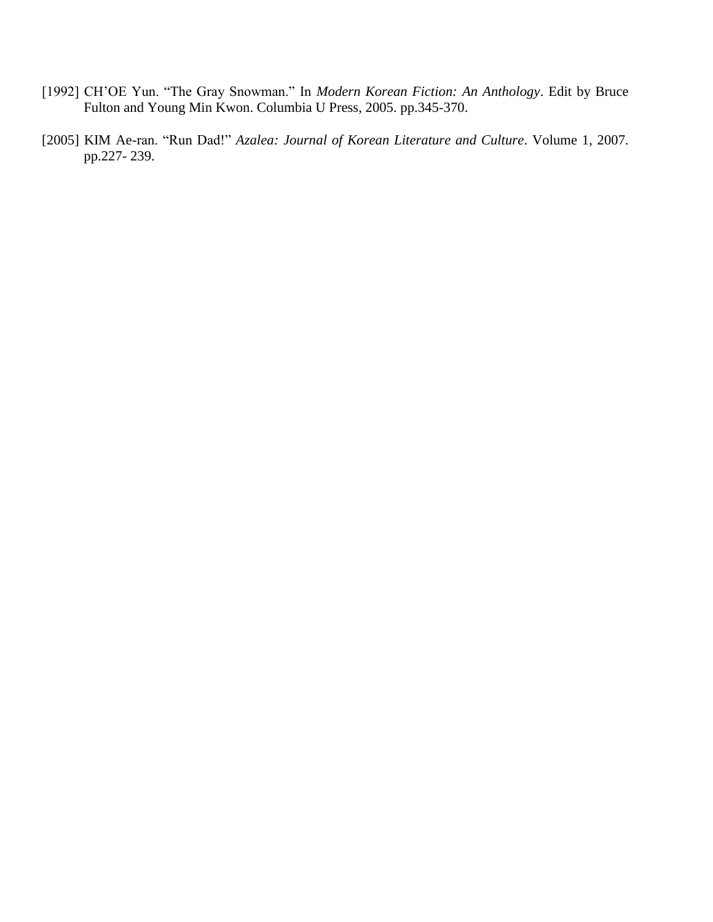[1992] CH'OE Yun. "The Gray Snowman." In *Modern Korean Fiction: An Anthology*. Edit by Bruce Fulton and Young Min Kwon. Columbia U Press, 2005. pp.345-370.

[2005] KIM Ae-ran. "Run Dad!" *Azalea: Journal of Korean Literature and Culture*. Volume 1, 2007. pp.227- 239.